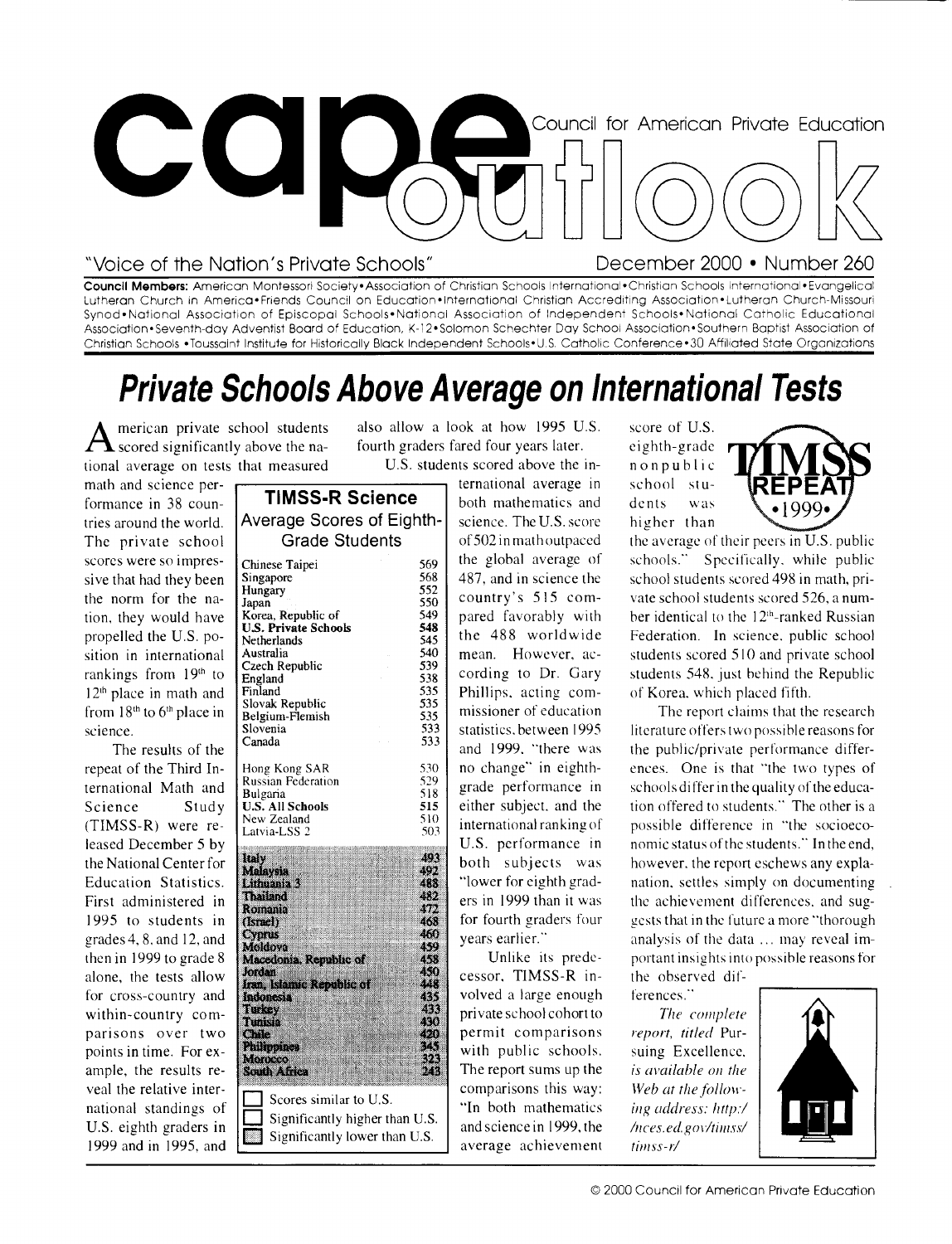# cape outlook

Council for American Private Education

"Voice of the Nation's Private Schools"

December 2000 • Number 260

**Council Members:** American Montessori Society • Association of Christian Schools International • Christian Schools International • Evangelical Lutheran Church in America • Friends Council on Education • International Christian Accrediting Association • Lutheran Church-Missouri Synod • National Association of Episcopal Schools • National Association of Independent Schools • National Catholic Educational Association • Seventh-day Adventist Board of Education, K-12 • Solomon Schechter Day School Association • Southern Baptist Association of Christian Schools • Toussaint Institute for Historically Black Independent Schools • U.S. Catholic Conference • 30 Affiliated State Organizations

## *Private Schools Above Average on International Tests*

American private school students scored significantly above the national average on tests that measured math and science performance in 38 countries around the world. The private school scores were so impressive that had they been the norm for the nation, they would have propelled the U.S. position in international rankings from 19th to 12th place in math and from 18th to 6th place in science.

The results of the repeat of the Third International Math and Science Study (TIMSS-R) were released December 5 by the National Center for Education Statistics. First administered in 1995 to students in grades 4, 8, and 12, and then in 1999 to grade 8 alone, the tests allow for cross-country and within-country comparisons over two points in time. For example, the results reveal the relative international standings of U.S. eighth graders in 1999 and in 1995, and also allow a look at how 1995 U.S. fourth graders fared four years later.

**TIMSS-R Science**
**Average Scores of Eighth-Grade Students**

| Country | Score |
|---|---|
| Chinese Taipei | 569 |
| Singapore | 568 |
| Hungary | 552 |
| Japan | 550 |
| Korea, Republic of | 549 |
| **U.S. Private Schools** | **548** |
| Netherlands | 545 |
| Australia | 540 |
| Czech Republic | 539 |
| England | 538 |
| Finland | 535 |
| Slovak Republic | 535 |
| Belgium-Flemish | 535 |
| Slovenia | 533 |
| Canada | 533 |
| Hong Kong SAR | 530 |
| Russian Federation | 529 |
| Bulgaria | 518 |
| **U.S. All Schools** | **515** |
| New Zealand | 510 |
| Latvia-LSS 2 | 503 |
| Italy | 493 |
| Malaysia | 492 |
| Lithuania 3 | 488 |
| Thailand | 482 |
| Romania | 472 |
| (Israel) | 468 |
| Cyprus | 460 |
| Moldova | 459 |
| Macedonia, Republic of | 458 |
| Jordan | 450 |
| Iran, Islamic Republic of | 448 |
| Indonesia | 435 |
| Turkey | 433 |
| Tunisia | 430 |
| Chile | 420 |
| Philippines | 345 |
| Morocco | 323 |
| South Africa | 243 |

Legend: Scores similar to U.S. / Significantly higher than U.S. / Significantly lower than U.S.

U.S. students scored above the international average in both mathematics and science. The U.S. score of 502 in math outpaced the global average of 487, and in science the country's 515 compared favorably with the 488 worldwide mean. However, according to Dr. Gary Phillips, acting commissioner of education statistics, between 1995 and 1999, "there was no change" in eighth-grade performance in either subject, and the international ranking of U.S. performance in both subjects was "lower for eighth graders in 1999 than it was for fourth graders four years earlier."

Unlike its predecessor, TIMSS-R involved a large enough private school cohort to permit comparisons with public schools. The report sums up the comparisons this way: "In both mathematics and science in 1999, the average achievement score of U.S. eighth-grade nonpublic school students was higher than the average of their peers in U.S. public schools." Specifically, while public school students scored 498 in math, private school students scored 526, a number identical to the 12th-ranked Russian Federation. In science, public school students scored 510 and private school students 548, just behind the Republic of Korea, which placed fifth.

The report claims that the research literature offers two possible reasons for the public/private performance differences. One is that "the two types of schools differ in the quality of the education offered to students." The other is a possible difference in "the socioeconomic status of the students." In the end, however, the report eschews any explanation, settles simply on documenting the achievement differences, and suggests that in the future a more "thorough analysis of the data ... may reveal important insights into possible reasons for the observed differences."

*The complete report, titled* Pursuing Excellence, *is available on the Web at the following address: http://nces.ed.gov/timss/timss-r/*

© 2000 Council for American Private Education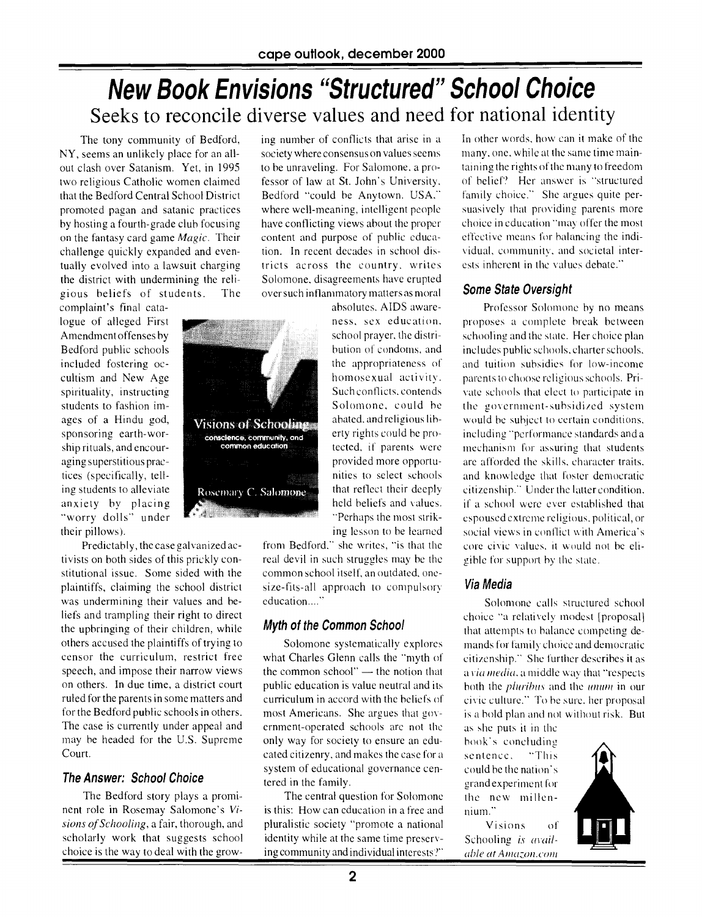# New Book Envisions "Structured" School Choice

## Seeks to reconcile diverse values and need for national identity

The tony community of Bedford, NY, seems an unlikely place for an all-out clash over Satanism. Yet, in 1995 two religious Catholic women claimed that the Bedford Central School District promoted pagan and satanic practices by hosting a fourth-grade club focusing on the fantasy card game *Magic*. Their challenge quickly expanded and eventually evolved into a lawsuit charging the district with undermining the religious beliefs of students. The complaint's final catalogue of alleged First Amendment offenses by Bedford public schools included fostering occultism and New Age spirituality, instructing students to fashion images of a Hindu god, sponsoring earth-worship rituals, and encouraging superstitious practices (specifically, telling students to alleviate anxiety by placing "worry dolls" under their pillows).

Predictably, the case galvanized activists on both sides of this prickly constitutional issue. Some sided with the plaintiffs, claiming the school district was undermining their values and beliefs and trampling their right to direct the upbringing of their children, while others accused the plaintiffs of trying to censor the curriculum, restrict free speech, and impose their narrow views on others. In due time, a district court ruled for the parents in some matters and for the Bedford public schools in others. The case is currently under appeal and may be headed for the U.S. Supreme Court.

### The Answer: School Choice

The Bedford story plays a prominent role in Rosemay Salomone's *Visions of Schooling*, a fair, thorough, and scholarly work that suggests school choice is the way to deal with the growing number of conflicts that arise in a society where consensus on values seems to be unraveling. For Salomone, a professor of law at St. John's University, Bedford "could be Anytown, USA," where well-meaning, intelligent people have conflicting views about the proper content and purpose of public education. In recent decades in school districts across the country, writes Salomone, disagreements have erupted over such inflammatory matters as moral absolutes, AIDS awareness, sex education, school prayer, the distribution of condoms, and the appropriateness of homosexual activity. Such conflicts, contends Solomone, could be abated, and religious liberty rights could be protected, if parents were provided more opportunities to select schools that reflect their deeply held beliefs and values. "Perhaps the most striking lesson to be learned from Bedford," she writes, "is that the real devil in such struggles may be the common school itself, an outdated, one-size-fits-all approach to compulsory education...."

### Myth of the Common School

Solomone systematically explores what Charles Glenn calls the "myth of the common school" — the notion that public education is value neutral and its curriculum in accord with the beliefs of most Americans. She argues that government-operated schools are not the only way for society to ensure an educated citizenry, and makes the case for a system of educational governance centered in the family.

The central question for Solomone is this: How can education in a free and pluralistic society "promote a national identity while at the same time preserving community and individual interests?" In other words, how can it make of the many, one, while at the same time maintaining the rights of the many to freedom of belief? Her answer is "structured family choice." She argues quite persuasively that providing parents more choice in education "may offer the most effective means for balancing the individual, community, and societal interests inherent in the values debate."

### Some State Oversight

Professor Solomone by no means proposes a complete break between schooling and the state. Her choice plan includes public schools, charter schools, and tuition subsidies for low-income parents to choose religious schools. Private schools that elect to participate in the government-subsidized system would be subject to certain conditions, including "performance standards and a mechanism for assuring that students are afforded the skills, character traits, and knowledge that foster democratic citizenship." Under the latter condition, if a school were ever established that espoused extreme religious, political, or social views in conflict with America's core civic values, it would not be eligible for support by the state.

### Via Media

Solomone calls structured school choice "a relatively modest [proposal] that attempts to balance competing demands for family choice and democratic citizenship." She further describes it as a *via media*, a middle way that "respects both the *pluribus* and the *unum* in our civic culture." To be sure, her proposal is a bold plan and not without risk. But as she puts it in the book's concluding sentence, "This could be the nation's grand experiment for the new millennium."

Visions of Schooling *is available at Amazon.com*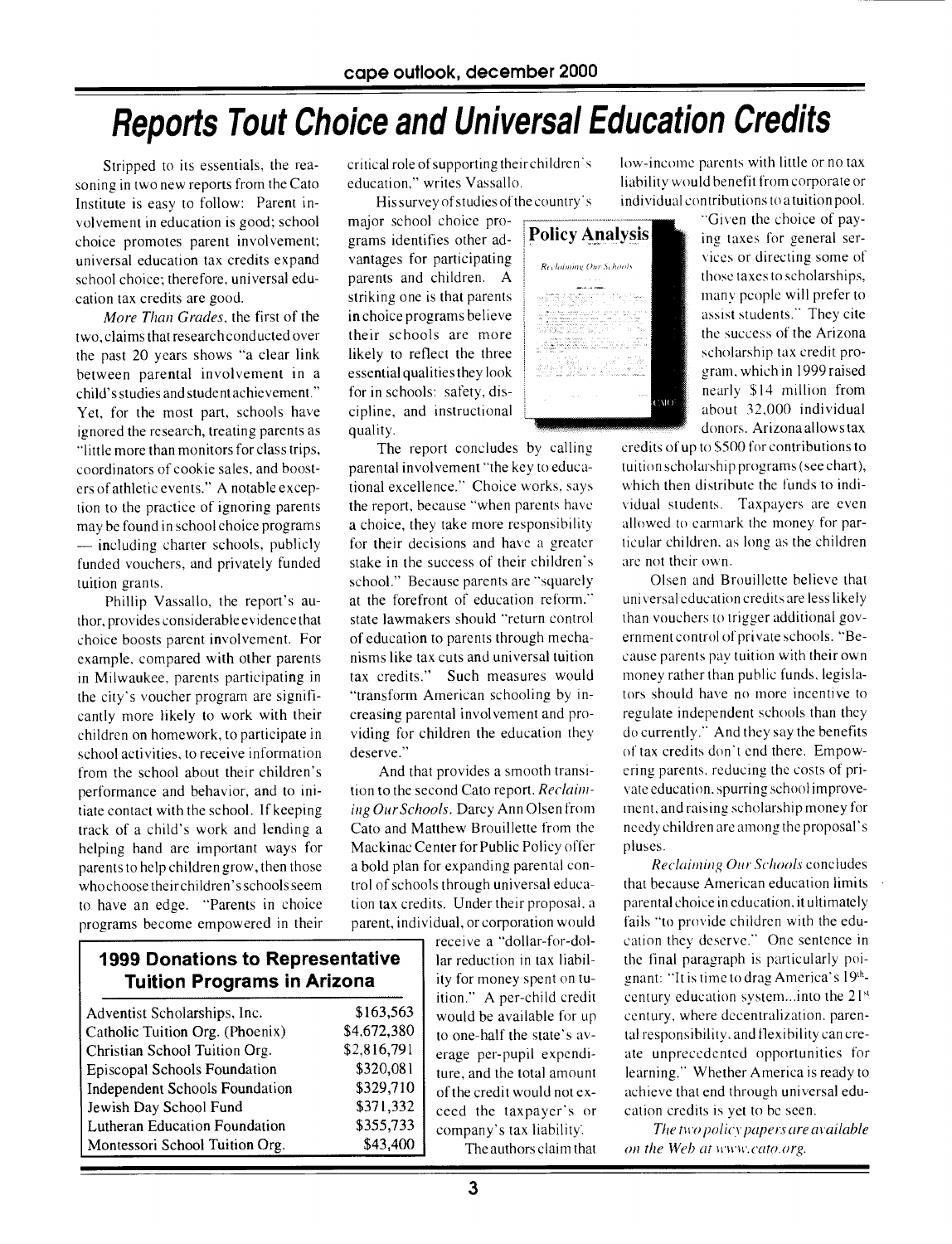# Reports Tout Choice and Universal Education Credits

Stripped to its essentials, the reasoning in two new reports from the Cato Institute is easy to follow: Parent involvement in education is good; school choice promotes parent involvement; universal education tax credits expand school choice; therefore, universal education tax credits are good.

*More Than Grades*, the first of the two, claims that research conducted over the past 20 years shows "a clear link between parental involvement in a child's studies and student achievement." Yet, for the most part, schools have ignored the research, treating parents as "little more than monitors for class trips, coordinators of cookie sales, and boosters of athletic events." A notable exception to the practice of ignoring parents may be found in school choice programs — including charter schools, publicly funded vouchers, and privately funded tuition grants.

Phillip Vassallo, the report's author, provides considerable evidence that choice boosts parent involvement. For example, compared with other parents in Milwaukee, parents participating in the city's voucher program are significantly more likely to work with their children on homework, to participate in school activities, to receive information from the school about their children's performance and behavior, and to initiate contact with the school. If keeping track of a child's work and lending a helping hand are important ways for parents to help children grow, then those who choose their children's schools seem to have an edge. "Parents in choice programs become empowered in their critical role of supporting their children's education," writes Vassallo.

His survey of studies of the country's major school choice programs identifies other advantages for participating parents and children. A striking one is that parents in choice programs believe their schools are more likely to reflect the three essential qualities they look for in schools: safety, discipline, and instructional quality.

The report concludes by calling parental involvement "the key to educational excellence." Choice works, says the report, because "when parents have a choice, they take more responsibility for their decisions and have a greater stake in the success of their children's school." Because parents are "squarely at the forefront of education reform," state lawmakers should "return control of education to parents through mechanisms like tax cuts and universal tuition tax credits." Such measures would "transform American schooling by increasing parental involvement and providing for children the education they deserve."

And that provides a smooth transition to the second Cato report, *Reclaiming Our Schools*. Darcy Ann Olsen from Cato and Matthew Brouillette from the Mackinac Center for Public Policy offer a bold plan for expanding parental control of schools through universal education tax credits. Under their proposal, a parent, individual, or corporation would receive a "dollar-for-dollar reduction in tax liability for money spent on tuition." A per-child credit would be available for up to one-half the state's average per-pupil expenditure, and the total amount of the credit would not exceed the taxpayer's or company's tax liability.

The authors claim that low-income parents with little or no tax liability would benefit from corporate or individual contributions to a tuition pool. "Given the choice of paying taxes for general services or directing some of those taxes to scholarships, many people will prefer to assist students." They cite the success of the Arizona scholarship tax credit program, which in 1999 raised nearly $14 million from about 32,000 individual donors. Arizona allows tax credits of up to $500 for contributions to tuition scholarship programs (see chart), which then distribute the funds to individual students. Taxpayers are even allowed to earmark the money for particular children, as long as the children are not their own.

Olsen and Brouillette believe that universal education credits are less likely than vouchers to trigger additional government control of private schools. "Because parents pay tuition with their own money rather than public funds, legislators should have no more incentive to regulate independent schools than they do currently." And they say the benefits of tax credits don't end there. Empowering parents, reducing the costs of private education, spurring school improvement, and raising scholarship money for needy children are among the proposal's pluses.

*Reclaiming Our Schools* concludes that because American education limits parental choice in education, it ultimately fails "to provide children with the education they deserve." One sentence in the final paragraph is particularly poignant: "It is time to drag America's 19th-century education system...into the 21st century, where decentralization, parental responsibility, and flexibility can create unprecedented opportunities for learning." Whether America is ready to achieve that end through universal education credits is yet to be seen.

*The two policy papers are available on the Web at www.cato.org.*

### 1999 Donations to Representative Tuition Programs in Arizona

| Program | Donations |
|---|---|
| Adventist Scholarships, Inc. | $163,563 |
| Catholic Tuition Org. (Phoenix) | $4,672,380 |
| Christian School Tuition Org. | $2,816,791 |
| Episcopal Schools Foundation | $320,081 |
| Independent Schools Foundation | $329,710 |
| Jewish Day School Fund | $371,332 |
| Lutheran Education Foundation | $355,733 |
| Montessori School Tuition Org. | $43,400 |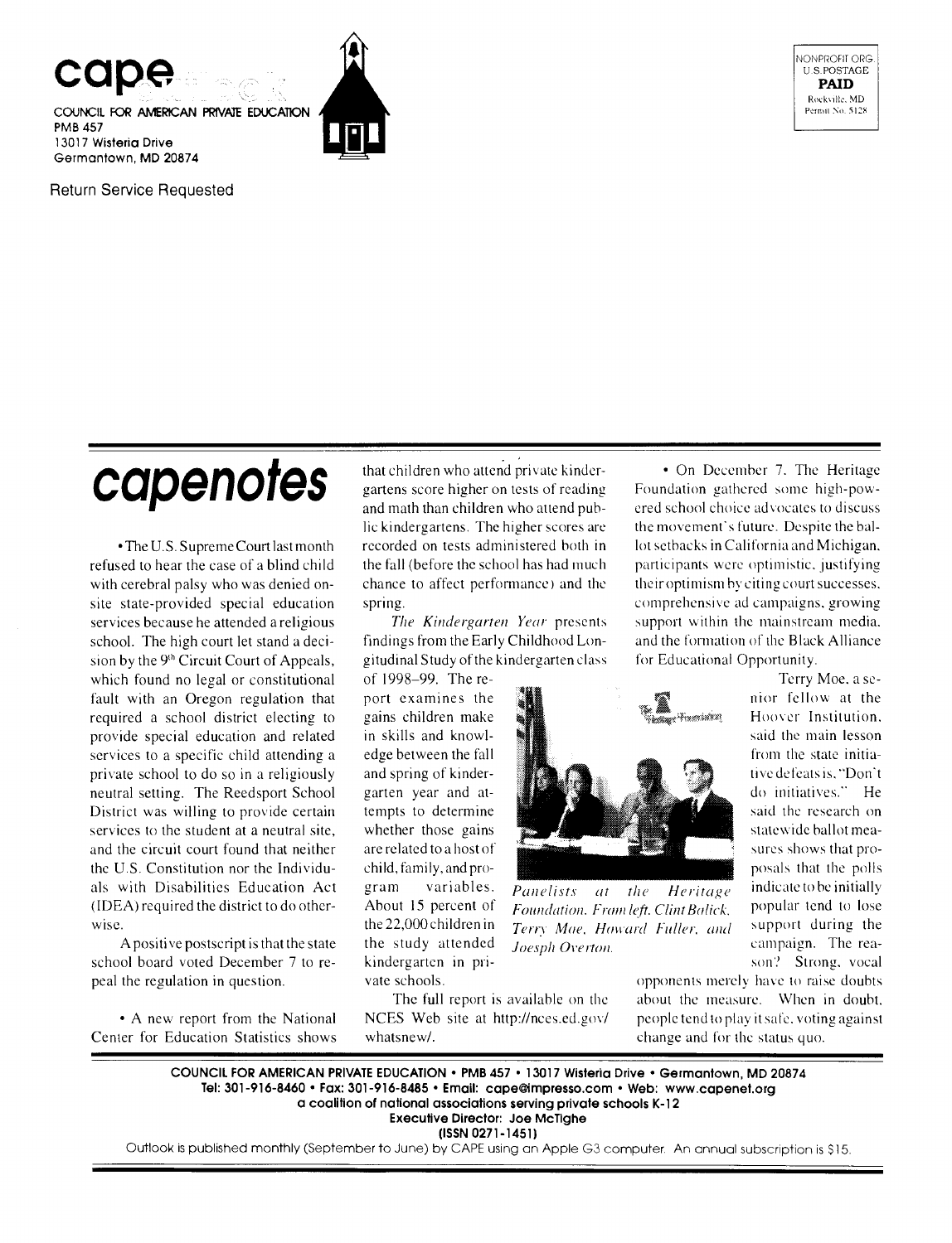**cape** outlook

COUNCIL FOR AMERICAN PRIVATE EDUCATION
PMB 457
13017 Wisteria Drive
Germantown, MD 20874

Return Service Requested

NONPROFIT ORG.
U.S. POSTAGE
**PAID**
Rockville, MD
Permit No. 5128

# capenotes

• The U.S. Supreme Court last month refused to hear the case of a blind child with cerebral palsy who was denied on-site state-provided special education services because he attended a religious school. The high court let stand a decision by the 9th Circuit Court of Appeals, which found no legal or constitutional fault with an Oregon regulation that required a school district electing to provide special education and related services to a specific child attending a private school to do so in a religiously neutral setting. The Reedsport School District was willing to provide certain services to the student at a neutral site, and the circuit court found that neither the U.S. Constitution nor the Individuals with Disabilities Education Act (IDEA) required the district to do otherwise.

A positive postscript is that the state school board voted December 7 to repeal the regulation in question.

• A new report from the National Center for Education Statistics shows that children who attend private kindergartens score higher on tests of reading and math than children who attend public kindergartens. The higher scores are recorded on tests administered both in the fall (before the school has had much chance to affect performance) and the spring.

*The Kindergarten Year* presents findings from the Early Childhood Longitudinal Study of the kindergarten class of 1998–99. The report examines the gains children make in skills and knowledge between the fall and spring of kindergarten year and attempts to determine whether those gains are related to a host of child, family, and program variables. About 15 percent of the 22,000 children in the study attended kindergarten in private schools.

The full report is available on the NCES Web site at http://nces.ed.gov/whatsnew/.

*Panelists at the Heritage Foundation. From left, Clint Bolick, Terry Moe, Howard Fuller, and Joesph Overton.*

• On December 7, The Heritage Foundation gathered some high-powered school choice advocates to discuss the movement's future. Despite the ballot setbacks in California and Michigan, participants were optimistic, justifying their optimism by citing court successes, comprehensive ad campaigns, growing support within the mainstream media, and the formation of the Black Alliance for Educational Opportunity.

Terry Moe, a senior fellow at the Hoover Institution, said the main lesson from the state initiative defeats is, "Don't do initiatives." He said the research on statewide ballot measures shows that proposals that the polls indicate to be initially popular tend to lose support during the campaign. The reason? Strong, vocal opponents merely have to raise doubts about the measure. When in doubt, people tend to play it safe, voting against change and for the status quo.

**COUNCIL FOR AMERICAN PRIVATE EDUCATION • PMB 457 • 13017 Wisteria Drive • Germantown, MD 20874**
**Tel: 301-916-8460 • Fax: 301-916-8485 • Email: cape@impresso.com • Web: www.capenet.org**
**a coalition of national associations serving private schools K-12**
**Executive Director: Joe McTighe**
**(ISSN 0271-1451)**

Outlook is published monthly (September to June) by CAPE using an Apple G3 computer. An annual subscription is $15.